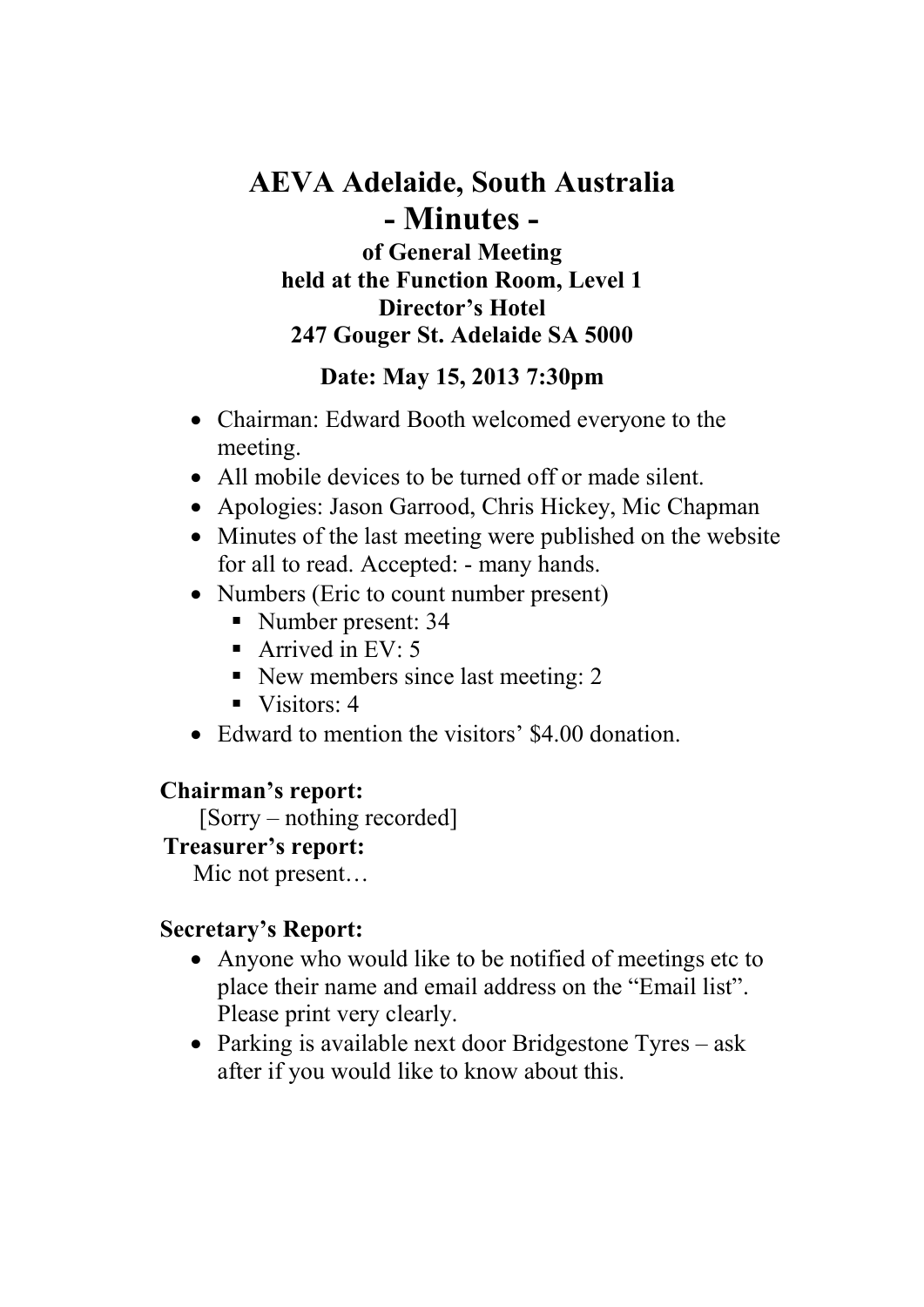# AEVA Adelaide, South Australia

# - Minutes -

### of General Meeting
### held at the Function Room, Level 1
### Director's Hotel
### 247 Gouger St. Adelaide SA 5000

**Date: May 15, 2013 7:30pm**

- Chairman: Edward Booth welcomed everyone to the meeting.
- All mobile devices to be turned off or made silent.
- Apologies: Jason Garrood, Chris Hickey, Mic Chapman
- Minutes of the last meeting were published on the website for all to read. Accepted: - many hands.
- Numbers (Eric to count number present)
  - Number present: 34
  - Arrived in EV: 5
  - New members since last meeting: 2
  - Visitors: 4
- Edward to mention the visitors' $4.00 donation.

**Chairman's report:**

[Sorry – nothing recorded]

**Treasurer's report:**

Mic not present…

**Secretary's Report:**

- Anyone who would like to be notified of meetings etc to place their name and email address on the "Email list". Please print very clearly.
- Parking is available next door Bridgestone Tyres – ask after if you would like to know about this.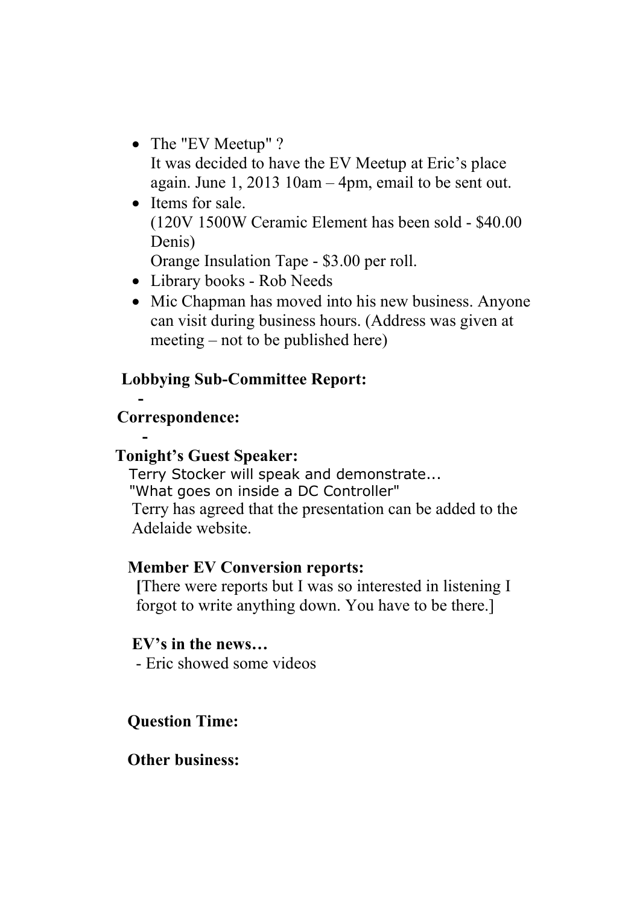- The "EV Meetup" ?
  It was decided to have the EV Meetup at Eric's place again. June 1, 2013 10am – 4pm, email to be sent out.
- Items for sale.
  (120V 1500W Ceramic Element has been sold - $40.00 Denis)
  Orange Insulation Tape - $3.00 per roll.
- Library books - Rob Needs
- Mic Chapman has moved into his new business. Anyone can visit during business hours. (Address was given at meeting – not to be published here)

**Lobbying Sub-Committee Report:**

-

**Correspondence:**

-

**Tonight's Guest Speaker:**

Terry Stocker will speak and demonstrate...
"What goes on inside a DC Controller"
Terry has agreed that the presentation can be added to the Adelaide website.

**Member EV Conversion reports:**

**[**There were reports but I was so interested in listening I forgot to write anything down. You have to be there.]

**EV's in the news…**

- Eric showed some videos

**Question Time:**

**Other business:**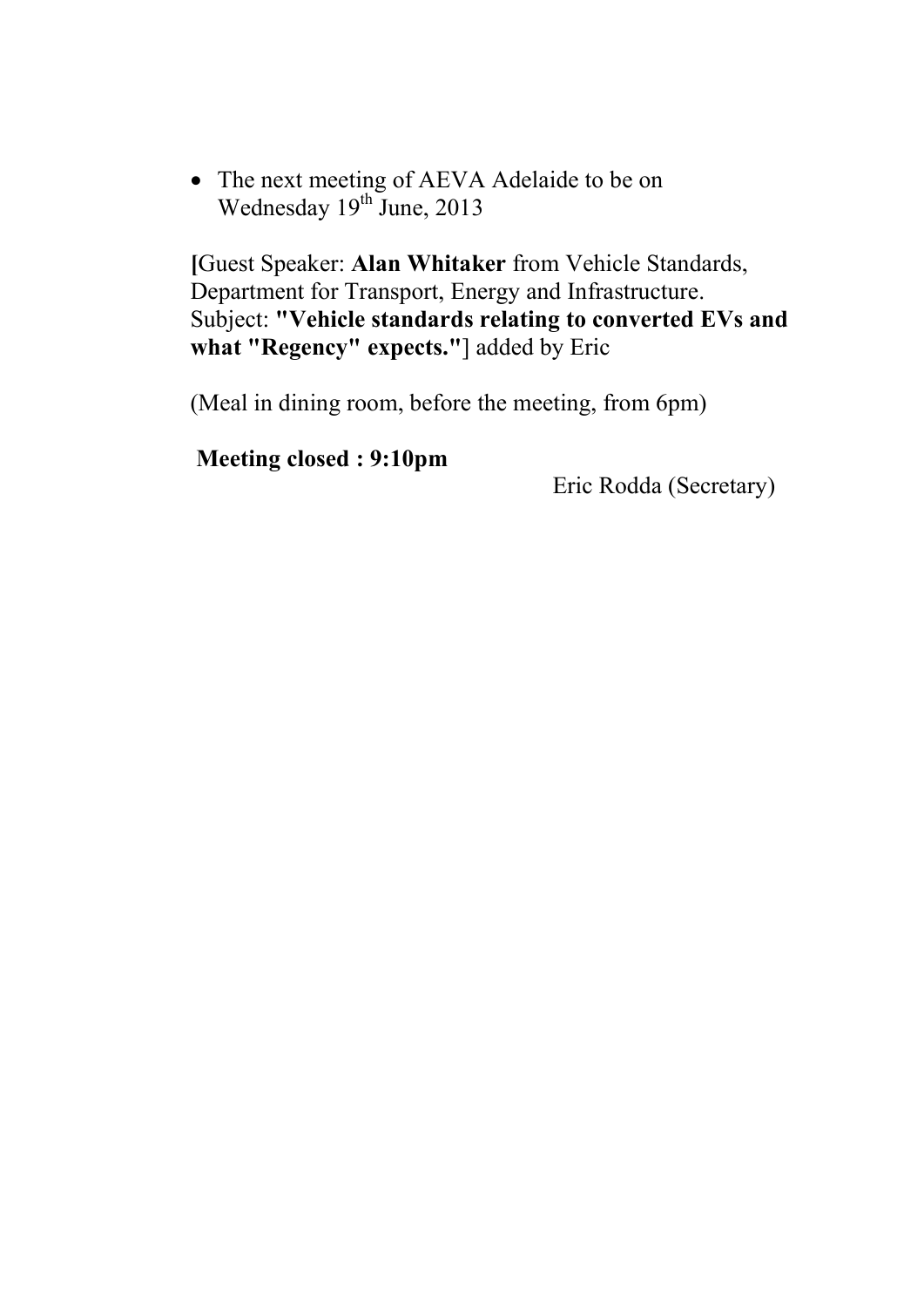- The next meeting of AEVA Adelaide to be on Wednesday 19th June, 2013

**[**Guest Speaker: **Alan Whitaker** from Vehicle Standards, Department for Transport, Energy and Infrastructure. Subject: **"Vehicle standards relating to converted EVs and what "Regency" expects."**] added by Eric

(Meal in dining room, before the meeting, from 6pm)

**Meeting closed : 9:10pm**

Eric Rodda (Secretary)